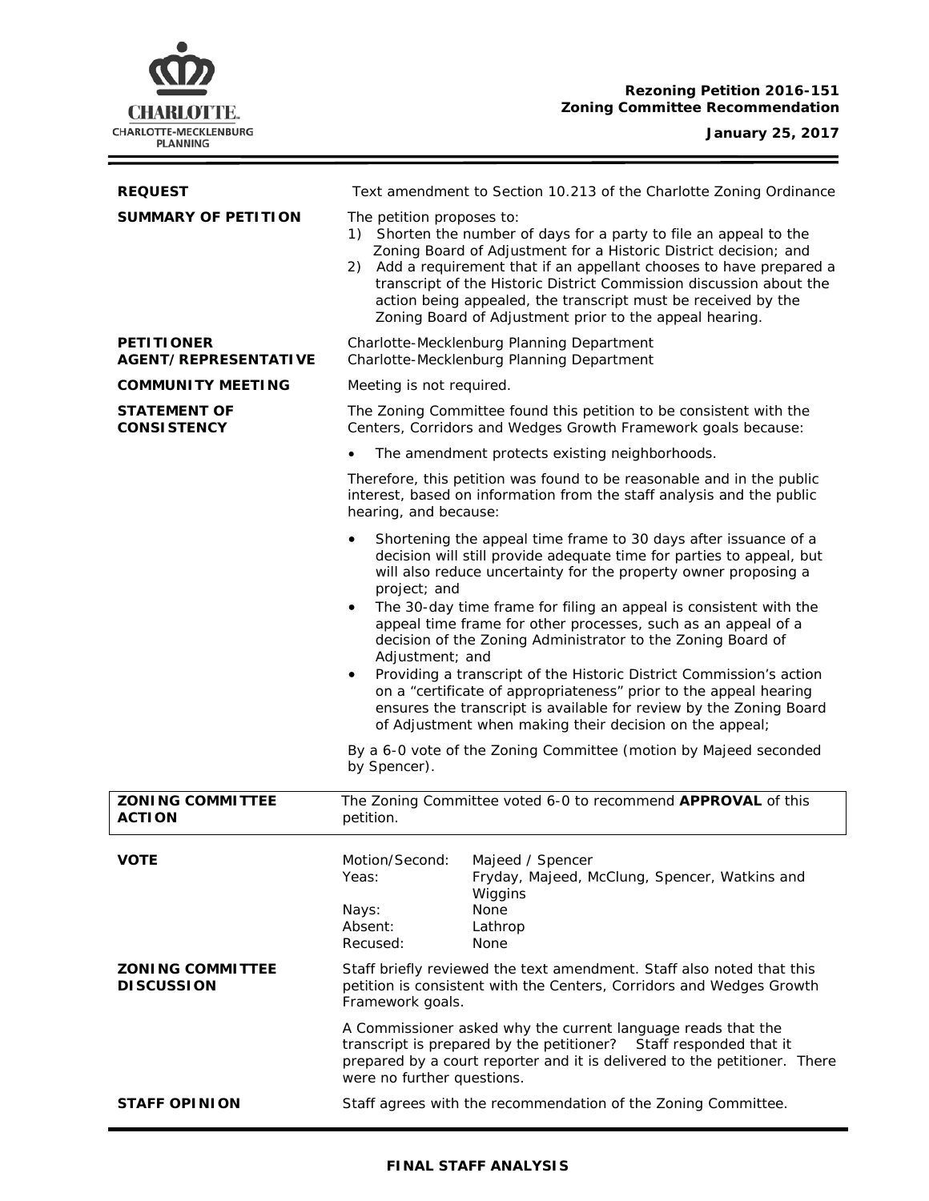**Rezoning Petition 2016-151**
**Zoning Committee Recommendation**

**January 25, 2017**

| | |
|---|---|
| **REQUEST** | Text amendment to Section 10.213 of the Charlotte Zoning Ordinance |
| **SUMMARY OF PETITION** | The petition proposes to:<br>1) Shorten the number of days for a party to file an appeal to the Zoning Board of Adjustment for a Historic District decision; and<br>2) Add a requirement that if an appellant chooses to have prepared a transcript of the Historic District Commission discussion about the action being appealed, the transcript must be received by the Zoning Board of Adjustment prior to the appeal hearing. |
| **PETITIONER**<br>**AGENT/REPRESENTATIVE** | Charlotte-Mecklenburg Planning Department<br>Charlotte-Mecklenburg Planning Department |
| **COMMUNITY MEETING** | Meeting is not required. |
| **STATEMENT OF CONSISTENCY** | The Zoning Committee found this petition to be consistent with the Centers, Corridors and Wedges Growth Framework goals because:<br>• The amendment protects existing neighborhoods.<br>Therefore, this petition was found to be reasonable and in the public interest, based on information from the staff analysis and the public hearing, and because:<br>• Shortening the appeal time frame to 30 days after issuance of a decision will still provide adequate time for parties to appeal, but will also reduce uncertainty for the property owner proposing a project; and<br>• The 30-day time frame for filing an appeal is consistent with the appeal time frame for other processes, such as an appeal of a decision of the Zoning Administrator to the Zoning Board of Adjustment; and<br>• Providing a transcript of the Historic District Commission's action on a "certificate of appropriateness" prior to the appeal hearing ensures the transcript is available for review by the Zoning Board of Adjustment when making their decision on the appeal;<br>By a 6-0 vote of the Zoning Committee (motion by Majeed seconded by Spencer). |

| | |
|---|---|
| **ZONING COMMITTEE ACTION** | The Zoning Committee voted 6-0 to recommend **APPROVAL** of this petition. |

| | | |
|---|---|---|
| **VOTE** | Motion/Second: | Majeed / Spencer |
| | Yeas: | Fryday, Majeed, McClung, Spencer, Watkins and Wiggins |
| | Nays: | None |
| | Absent: | Lathrop |
| | Recused: | None |

| | |
|---|---|
| **ZONING COMMITTEE DISCUSSION** | Staff briefly reviewed the text amendment. Staff also noted that this petition is consistent with the Centers, Corridors and Wedges Growth Framework goals.<br>A Commissioner asked why the current language reads that the transcript is prepared by the petitioner? Staff responded that it prepared by a court reporter and it is delivered to the petitioner. There were no further questions. |
| **STAFF OPINION** | Staff agrees with the recommendation of the Zoning Committee. |

**FINAL STAFF ANALYSIS**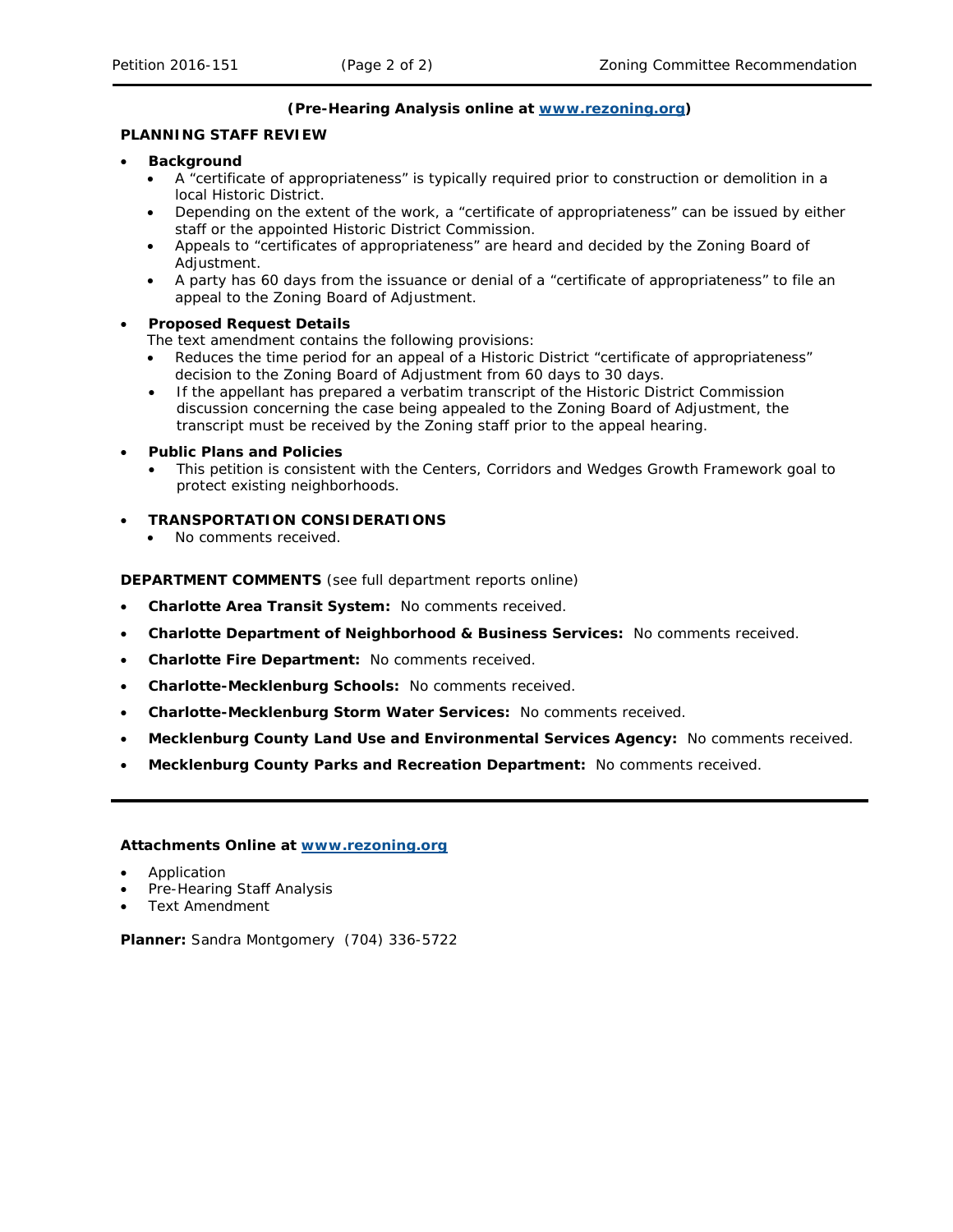**(Pre-Hearing Analysis online at [www.rezoning.org](http://www.rezoning.org))**

**PLANNING STAFF REVIEW**

- **Background**
  - A "certificate of appropriateness" is typically required prior to construction or demolition in a local Historic District.
  - Depending on the extent of the work, a "certificate of appropriateness" can be issued by either staff or the appointed Historic District Commission.
  - Appeals to "certificates of appropriateness" are heard and decided by the Zoning Board of Adjustment.
  - A party has 60 days from the issuance or denial of a "certificate of appropriateness" to file an appeal to the Zoning Board of Adjustment.

- **Proposed Request Details**

  The text amendment contains the following provisions:
  - Reduces the time period for an appeal of a Historic District "certificate of appropriateness" decision to the Zoning Board of Adjustment from 60 days to 30 days.
  - If the appellant has prepared a verbatim transcript of the Historic District Commission discussion concerning the case being appealed to the Zoning Board of Adjustment, the transcript must be received by the Zoning staff prior to the appeal hearing.

- **Public Plans and Policies**
  - This petition is consistent with the Centers, Corridors and Wedges Growth Framework goal to protect existing neighborhoods.

- **TRANSPORTATION CONSIDERATIONS**
  - No comments received.

**DEPARTMENT COMMENTS** (see full department reports online)

- **Charlotte Area Transit System:** No comments received.
- **Charlotte Department of Neighborhood & Business Services:** No comments received.
- **Charlotte Fire Department:** No comments received.
- **Charlotte-Mecklenburg Schools:** No comments received.
- **Charlotte-Mecklenburg Storm Water Services:** No comments received.
- **Mecklenburg County Land Use and Environmental Services Agency:** No comments received.
- **Mecklenburg County Parks and Recreation Department:** No comments received.

---

**Attachments Online at [www.rezoning.org](http://www.rezoning.org)**

- Application
- Pre-Hearing Staff Analysis
- Text Amendment

**Planner:** Sandra Montgomery (704) 336-5722